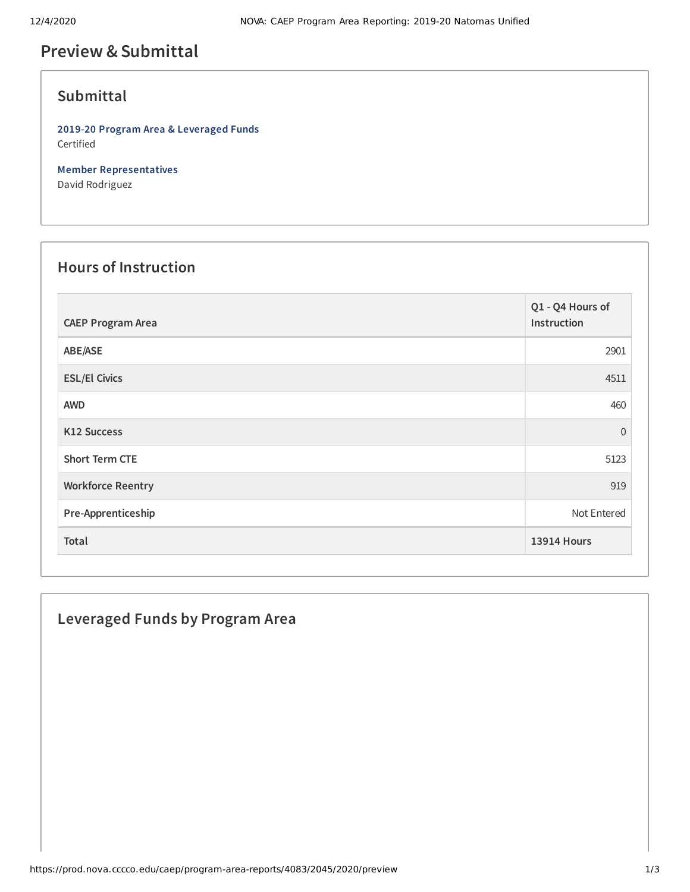# Preview & Submittal

## Submittal

**2019-20 Program Area & Leveraged Funds**
Certified

**Member Representatives**
David Rodriguez

## Hours of Instruction

| CAEP Program Area | Q1 - Q4 Hours of Instruction |
| --- | --- |
| ABE/ASE | 2901 |
| ESL/El Civics | 4511 |
| AWD | 460 |
| K12 Success | 0 |
| Short Term CTE | 5123 |
| Workforce Reentry | 919 |
| Pre-Apprenticeship | Not Entered |
| **Total** | **13914 Hours** |

## Leveraged Funds by Program Area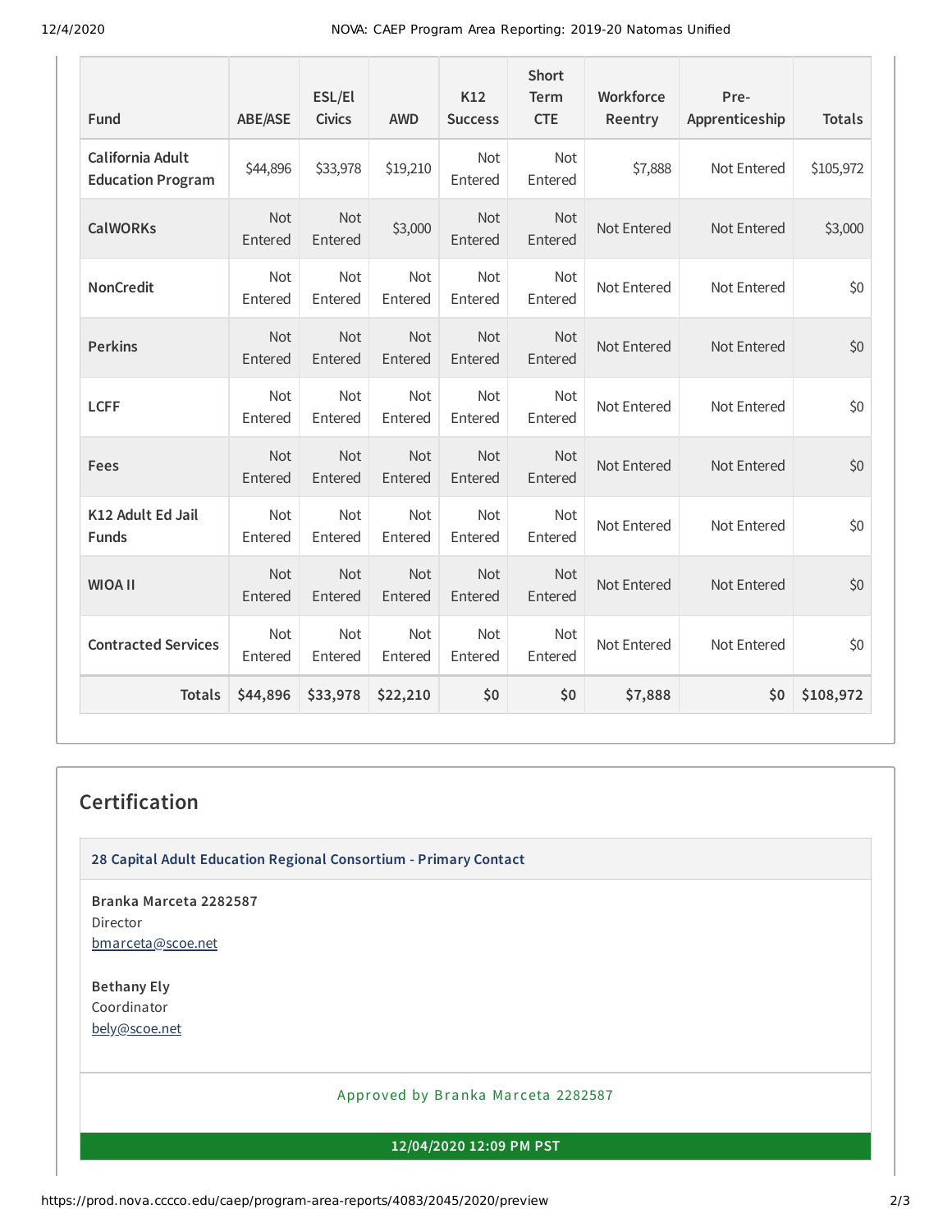| Fund | ABE/ASE | ESL/El Civics | AWD | K12 Success | Short Term CTE | Workforce Reentry | Pre-Apprenticeship | Totals |
|---|---|---|---|---|---|---|---|---|
| California Adult Education Program | $44,896 | $33,978 | $19,210 | Not Entered | Not Entered | $7,888 | Not Entered | $105,972 |
| CalWORKs | Not Entered | Not Entered | $3,000 | Not Entered | Not Entered | Not Entered | Not Entered | $3,000 |
| NonCredit | Not Entered | Not Entered | Not Entered | Not Entered | Not Entered | Not Entered | Not Entered | $0 |
| Perkins | Not Entered | Not Entered | Not Entered | Not Entered | Not Entered | Not Entered | Not Entered | $0 |
| LCFF | Not Entered | Not Entered | Not Entered | Not Entered | Not Entered | Not Entered | Not Entered | $0 |
| Fees | Not Entered | Not Entered | Not Entered | Not Entered | Not Entered | Not Entered | Not Entered | $0 |
| K12 Adult Ed Jail Funds | Not Entered | Not Entered | Not Entered | Not Entered | Not Entered | Not Entered | Not Entered | $0 |
| WIOA II | Not Entered | Not Entered | Not Entered | Not Entered | Not Entered | Not Entered | Not Entered | $0 |
| Contracted Services | Not Entered | Not Entered | Not Entered | Not Entered | Not Entered | Not Entered | Not Entered | $0 |
| **Totals** | **$44,896** | **$33,978** | **$22,210** | **$0** | **$0** | **$7,888** | **$0** | **$108,972** |

## Certification

**28 Capital Adult Education Regional Consortium - Primary Contact**

**Branka Marceta 2282587**
Director
bmarceta@scoe.net

**Bethany Ely**
Coordinator
bely@scoe.net

Approved by Branka Marceta 2282587

**12/04/2020 12:09 PM PST**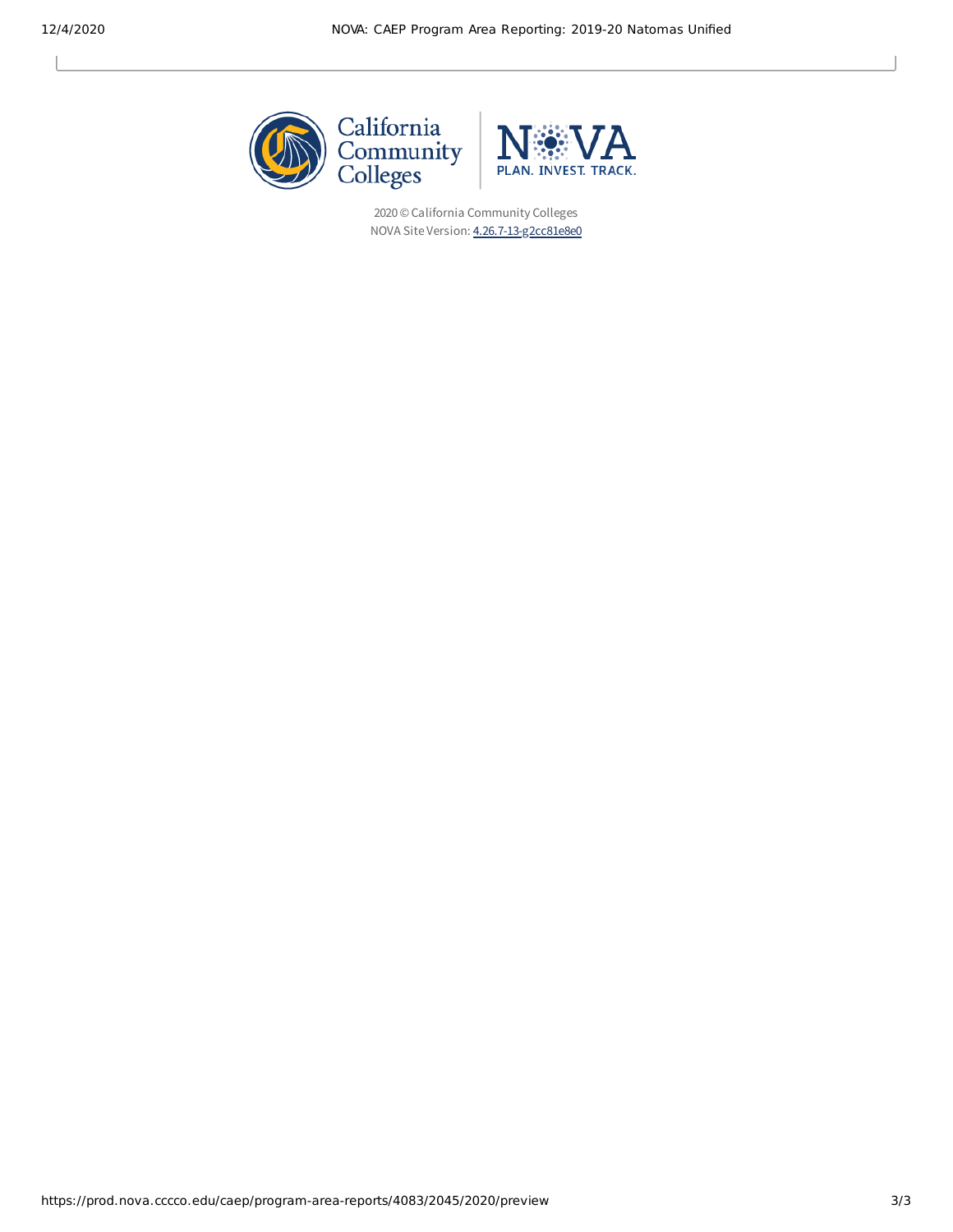2020 © California Community Colleges

NOVA Site Version: 4.26.7-13-g2cc81e8e0